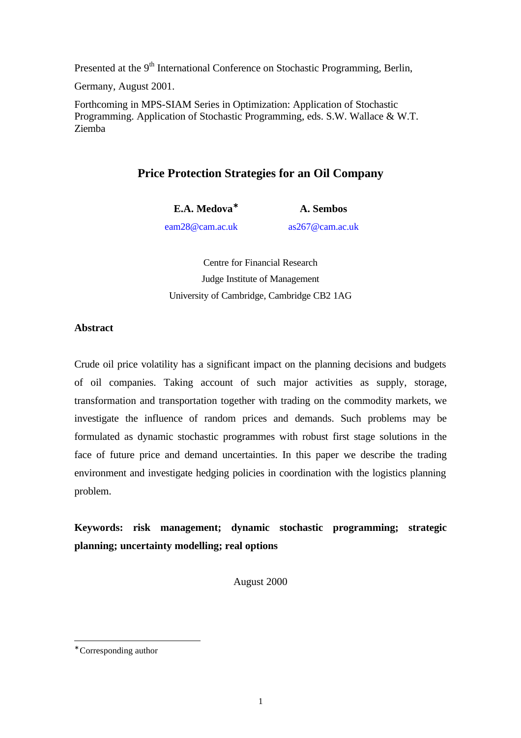Presented at the 9th International Conference on Stochastic Programming, Berlin, Germany, August 2001.

Forthcoming in MPS-SIAM Series in Optimization: Application of Stochastic Programming. Application of Stochastic Programming, eds. S.W. Wallace & W.T. Ziemba

# Price Protection Strategies for an Oil Company

**E.A. Medova*** — eam28@cam.ac.uk

**A. Sembos** — as267@cam.ac.uk

Centre for Financial Research
Judge Institute of Management
University of Cambridge, Cambridge CB2 1AG

## Abstract

Crude oil price volatility has a significant impact on the planning decisions and budgets of oil companies. Taking account of such major activities as supply, storage, transformation and transportation together with trading on the commodity markets, we investigate the influence of random prices and demands. Such problems may be formulated as dynamic stochastic programmes with robust first stage solutions in the face of future price and demand uncertainties. In this paper we describe the trading environment and investigate hedging policies in coordination with the logistics planning problem.

**Keywords: risk management; dynamic stochastic programming; strategic planning; uncertainty modelling; real options**

August 2000

---

* Corresponding author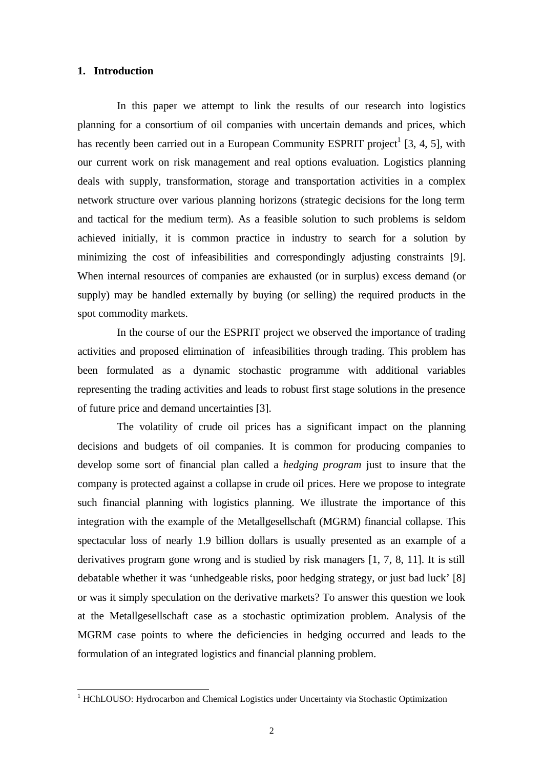## 1. Introduction

In this paper we attempt to link the results of our research into logistics planning for a consortium of oil companies with uncertain demands and prices, which has recently been carried out in a European Community ESPRIT project[1] [3, 4, 5], with our current work on risk management and real options evaluation. Logistics planning deals with supply, transformation, storage and transportation activities in a complex network structure over various planning horizons (strategic decisions for the long term and tactical for the medium term). As a feasible solution to such problems is seldom achieved initially, it is common practice in industry to search for a solution by minimizing the cost of infeasibilities and correspondingly adjusting constraints [9]. When internal resources of companies are exhausted (or in surplus) excess demand (or supply) may be handled externally by buying (or selling) the required products in the spot commodity markets.

In the course of our the ESPRIT project we observed the importance of trading activities and proposed elimination of infeasibilities through trading. This problem has been formulated as a dynamic stochastic programme with additional variables representing the trading activities and leads to robust first stage solutions in the presence of future price and demand uncertainties [3].

The volatility of crude oil prices has a significant impact on the planning decisions and budgets of oil companies. It is common for producing companies to develop some sort of financial plan called a *hedging program* just to insure that the company is protected against a collapse in crude oil prices. Here we propose to integrate such financial planning with logistics planning. We illustrate the importance of this integration with the example of the Metallgesellschaft (MGRM) financial collapse. This spectacular loss of nearly 1.9 billion dollars is usually presented as an example of a derivatives program gone wrong and is studied by risk managers [1, 7, 8, 11]. It is still debatable whether it was 'unhedgeable risks, poor hedging strategy, or just bad luck' [8] or was it simply speculation on the derivative markets? To answer this question we look at the Metallgesellschaft case as a stochastic optimization problem. Analysis of the MGRM case points to where the deficiencies in hedging occurred and leads to the formulation of an integrated logistics and financial planning problem.

[1] HChLOUSO: Hydrocarbon and Chemical Logistics under Uncertainty via Stochastic Optimization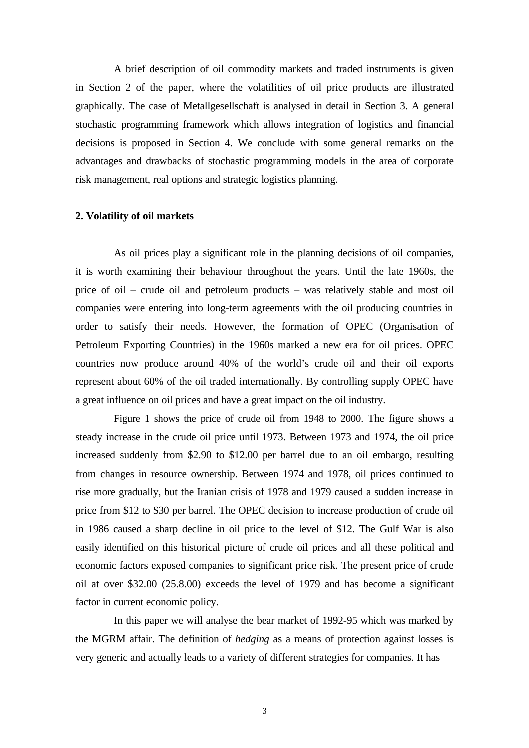A brief description of oil commodity markets and traded instruments is given in Section 2 of the paper, where the volatilities of oil price products are illustrated graphically. The case of Metallgesellschaft is analysed in detail in Section 3. A general stochastic programming framework which allows integration of logistics and financial decisions is proposed in Section 4. We conclude with some general remarks on the advantages and drawbacks of stochastic programming models in the area of corporate risk management, real options and strategic logistics planning.

## 2. Volatility of oil markets

As oil prices play a significant role in the planning decisions of oil companies, it is worth examining their behaviour throughout the years. Until the late 1960s, the price of oil – crude oil and petroleum products – was relatively stable and most oil companies were entering into long-term agreements with the oil producing countries in order to satisfy their needs. However, the formation of OPEC (Organisation of Petroleum Exporting Countries) in the 1960s marked a new era for oil prices. OPEC countries now produce around 40% of the world's crude oil and their oil exports represent about 60% of the oil traded internationally. By controlling supply OPEC have a great influence on oil prices and have a great impact on the oil industry.

Figure 1 shows the price of crude oil from 1948 to 2000. The figure shows a steady increase in the crude oil price until 1973. Between 1973 and 1974, the oil price increased suddenly from $2.90 to $12.00 per barrel due to an oil embargo, resulting from changes in resource ownership. Between 1974 and 1978, oil prices continued to rise more gradually, but the Iranian crisis of 1978 and 1979 caused a sudden increase in price from $12 to $30 per barrel. The OPEC decision to increase production of crude oil in 1986 caused a sharp decline in oil price to the level of $12. The Gulf War is also easily identified on this historical picture of crude oil prices and all these political and economic factors exposed companies to significant price risk. The present price of crude oil at over $32.00 (25.8.00) exceeds the level of 1979 and has become a significant factor in current economic policy.

In this paper we will analyse the bear market of 1992-95 which was marked by the MGRM affair. The definition of *hedging* as a means of protection against losses is very generic and actually leads to a variety of different strategies for companies. It has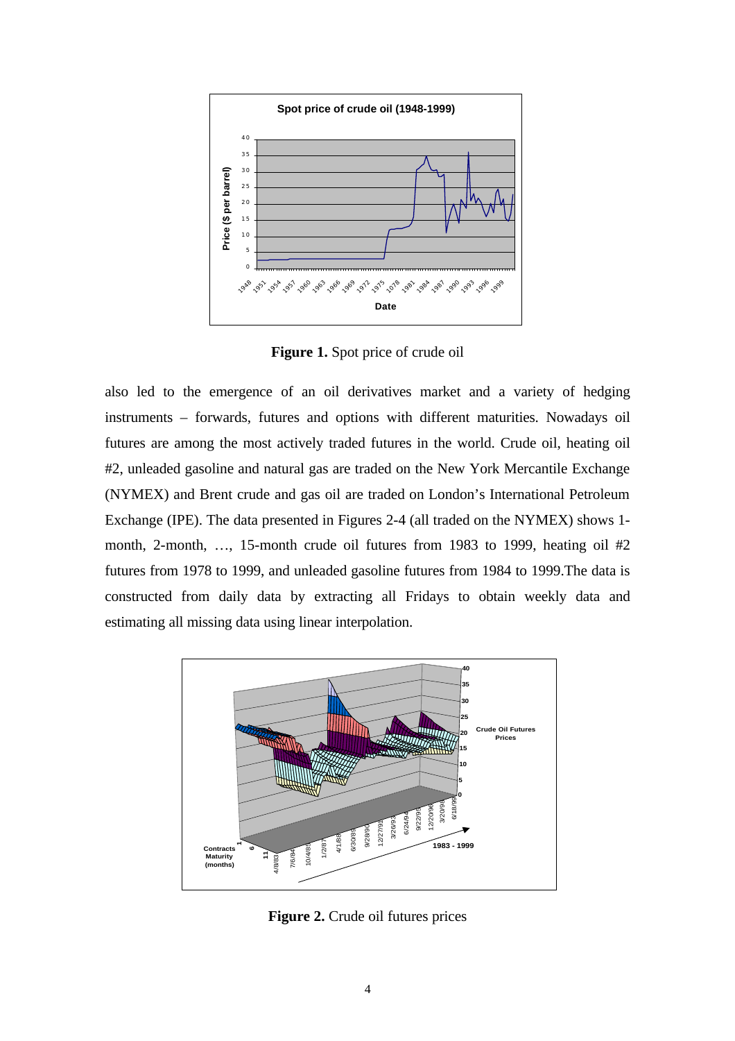**Figure 1.** Spot price of crude oil

also led to the emergence of an oil derivatives market and a variety of hedging instruments – forwards, futures and options with different maturities. Nowadays oil futures are among the most actively traded futures in the world. Crude oil, heating oil #2, unleaded gasoline and natural gas are traded on the New York Mercantile Exchange (NYMEX) and Brent crude and gas oil are traded on London's International Petroleum Exchange (IPE). The data presented in Figures 2-4 (all traded on the NYMEX) shows 1-month, 2-month, …, 15-month crude oil futures from 1983 to 1999, heating oil #2 futures from 1978 to 1999, and unleaded gasoline futures from 1984 to 1999.The data is constructed from daily data by extracting all Fridays to obtain weekly data and estimating all missing data using linear interpolation.

**Figure 2.** Crude oil futures prices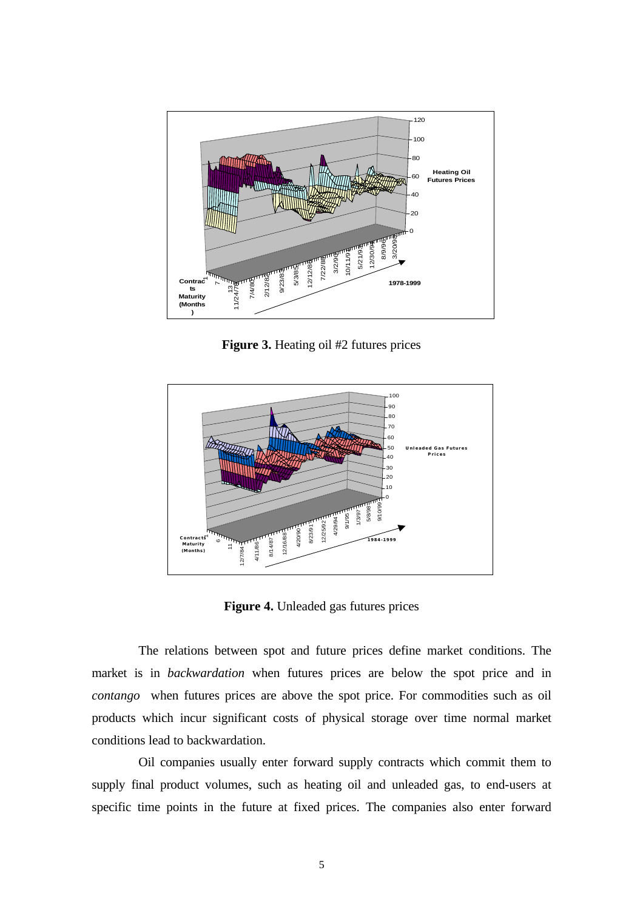**Figure 3.** Heating oil #2 futures prices

**Figure 4.** Unleaded gas futures prices

The relations between spot and future prices define market conditions. The market is in *backwardation* when futures prices are below the spot price and in *contango* when futures prices are above the spot price. For commodities such as oil products which incur significant costs of physical storage over time normal market conditions lead to backwardation.

Oil companies usually enter forward supply contracts which commit them to supply final product volumes, such as heating oil and unleaded gas, to end-users at specific time points in the future at fixed prices. The companies also enter forward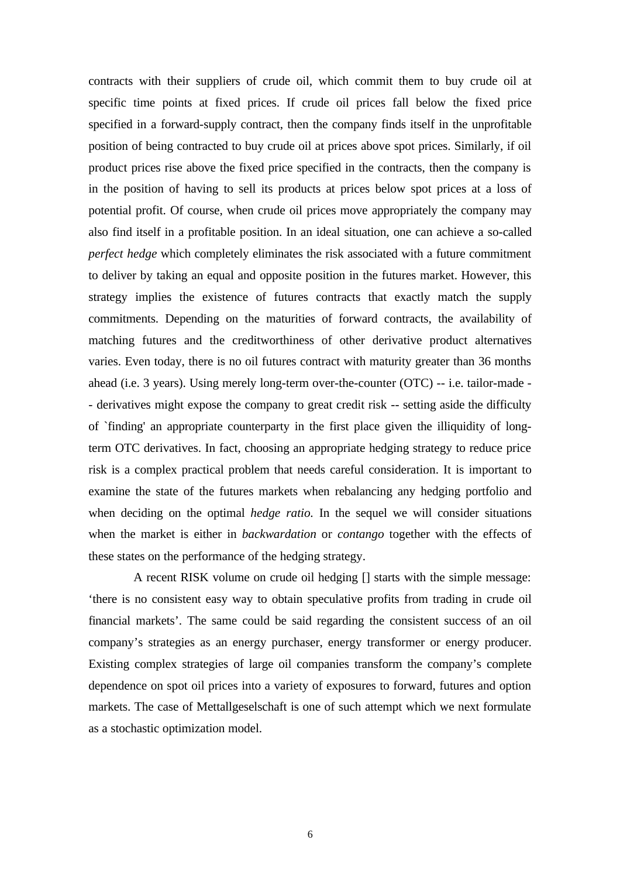contracts with their suppliers of crude oil, which commit them to buy crude oil at specific time points at fixed prices. If crude oil prices fall below the fixed price specified in a forward-supply contract, then the company finds itself in the unprofitable position of being contracted to buy crude oil at prices above spot prices. Similarly, if oil product prices rise above the fixed price specified in the contracts, then the company is in the position of having to sell its products at prices below spot prices at a loss of potential profit. Of course, when crude oil prices move appropriately the company may also find itself in a profitable position. In an ideal situation, one can achieve a so-called *perfect hedge* which completely eliminates the risk associated with a future commitment to deliver by taking an equal and opposite position in the futures market. However, this strategy implies the existence of futures contracts that exactly match the supply commitments. Depending on the maturities of forward contracts, the availability of matching futures and the creditworthiness of other derivative product alternatives varies. Even today, there is no oil futures contract with maturity greater than 36 months ahead (i.e. 3 years). Using merely long-term over-the-counter (OTC) -- i.e. tailor-made -- derivatives might expose the company to great credit risk -- setting aside the difficulty of `finding' an appropriate counterparty in the first place given the illiquidity of long-term OTC derivatives. In fact, choosing an appropriate hedging strategy to reduce price risk is a complex practical problem that needs careful consideration. It is important to examine the state of the futures markets when rebalancing any hedging portfolio and when deciding on the optimal *hedge ratio.* In the sequel we will consider situations when the market is either in *backwardation* or *contango* together with the effects of these states on the performance of the hedging strategy.

A recent RISK volume on crude oil hedging [] starts with the simple message: 'there is no consistent easy way to obtain speculative profits from trading in crude oil financial markets'. The same could be said regarding the consistent success of an oil company's strategies as an energy purchaser, energy transformer or energy producer. Existing complex strategies of large oil companies transform the company's complete dependence on spot oil prices into a variety of exposures to forward, futures and option markets. The case of Mettallgeselschaft is one of such attempt which we next formulate as a stochastic optimization model.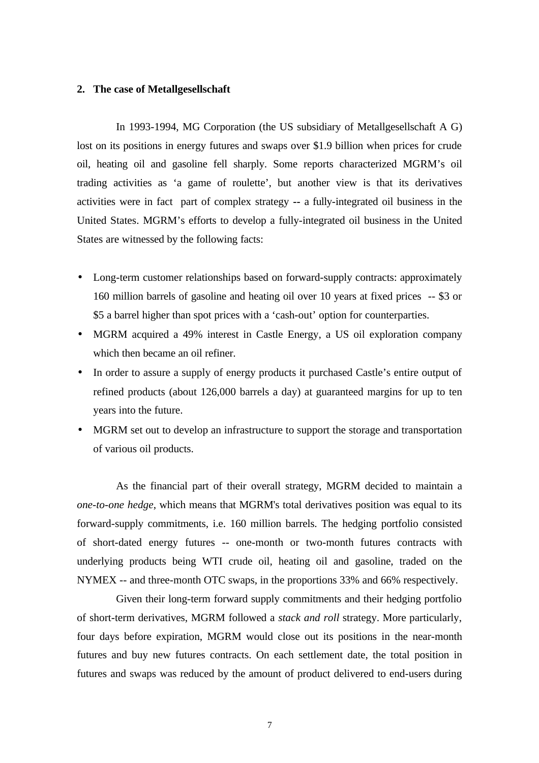## 2. The case of Metallgesellschaft

In 1993-1994, MG Corporation (the US subsidiary of Metallgesellschaft A G) lost on its positions in energy futures and swaps over $1.9 billion when prices for crude oil, heating oil and gasoline fell sharply. Some reports characterized MGRM's oil trading activities as 'a game of roulette', but another view is that its derivatives activities were in fact part of complex strategy -- a fully-integrated oil business in the United States. MGRM's efforts to develop a fully-integrated oil business in the United States are witnessed by the following facts:

- Long-term customer relationships based on forward-supply contracts: approximately 160 million barrels of gasoline and heating oil over 10 years at fixed prices -- $3 or $5 a barrel higher than spot prices with a 'cash-out' option for counterparties.
- MGRM acquired a 49% interest in Castle Energy, a US oil exploration company which then became an oil refiner.
- In order to assure a supply of energy products it purchased Castle's entire output of refined products (about 126,000 barrels a day) at guaranteed margins for up to ten years into the future.
- MGRM set out to develop an infrastructure to support the storage and transportation of various oil products.

As the financial part of their overall strategy, MGRM decided to maintain a *one-to-one hedge*, which means that MGRM's total derivatives position was equal to its forward-supply commitments, i.e. 160 million barrels. The hedging portfolio consisted of short-dated energy futures -- one-month or two-month futures contracts with underlying products being WTI crude oil, heating oil and gasoline, traded on the NYMEX -- and three-month OTC swaps, in the proportions 33% and 66% respectively.

Given their long-term forward supply commitments and their hedging portfolio of short-term derivatives, MGRM followed a *stack and roll* strategy. More particularly, four days before expiration, MGRM would close out its positions in the near-month futures and buy new futures contracts. On each settlement date, the total position in futures and swaps was reduced by the amount of product delivered to end-users during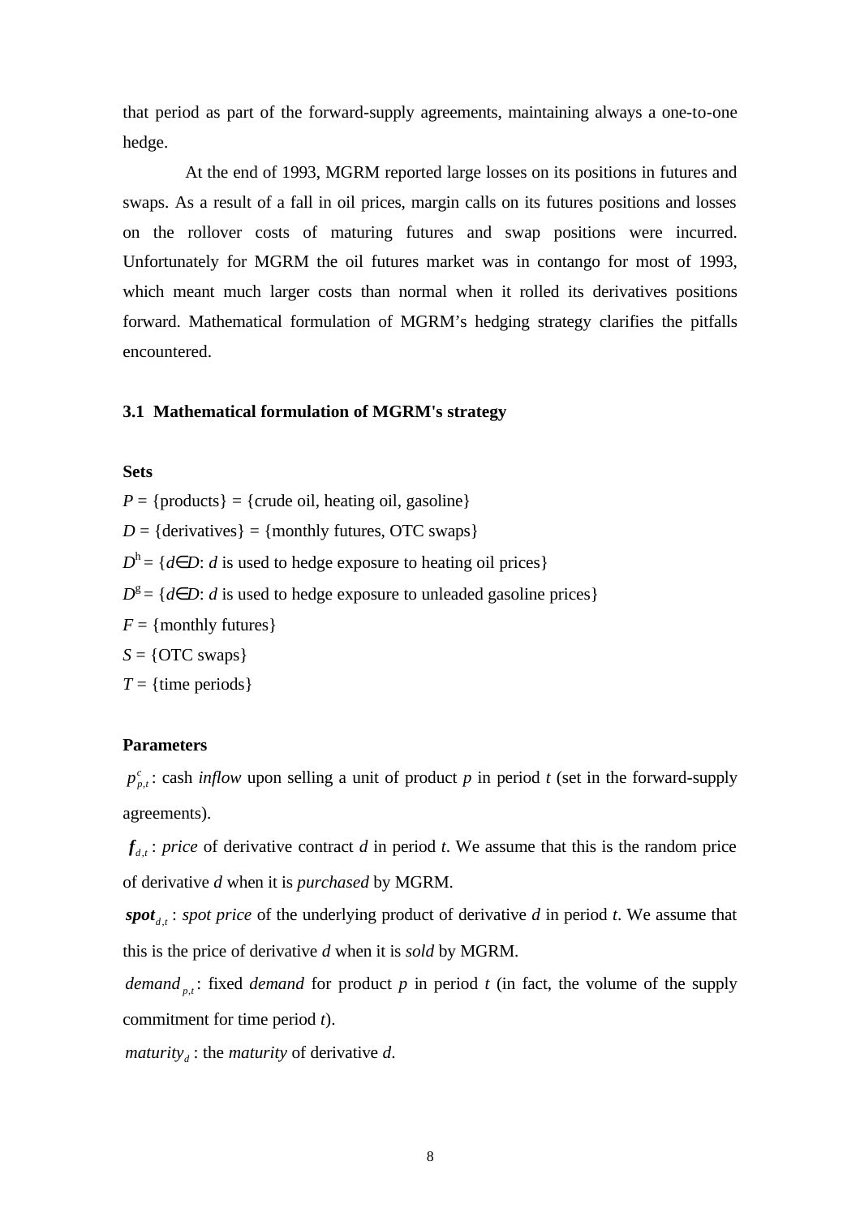that period as part of the forward-supply agreements, maintaining always a one-to-one hedge.

At the end of 1993, MGRM reported large losses on its positions in futures and swaps. As a result of a fall in oil prices, margin calls on its futures positions and losses on the rollover costs of maturing futures and swap positions were incurred. Unfortunately for MGRM the oil futures market was in contango for most of 1993, which meant much larger costs than normal when it rolled its derivatives positions forward. Mathematical formulation of MGRM's hedging strategy clarifies the pitfalls encountered.

### 3.1 Mathematical formulation of MGRM's strategy

**Sets**

$P$ = {products} = {crude oil, heating oil, gasoline}

$D$ = {derivatives} = {monthly futures, OTC swaps}

$D^h = \{d \in D$: $d$ is used to hedge exposure to heating oil prices$\}$

$D^g = \{d \in D$: $d$ is used to hedge exposure to unleaded gasoline prices$\}$

$F$ = {monthly futures}

$S$ = {OTC swaps}

$T$ = {time periods}

**Parameters**

$p^c_{p,t}$: cash *inflow* upon selling a unit of product $p$ in period $t$ (set in the forward-supply agreements).

$\boldsymbol{f}_{d,t}$ : *price* of derivative contract $d$ in period $t$. We assume that this is the random price of derivative $d$ when it is *purchased* by MGRM.

$\boldsymbol{spot}_{d,t}$ : *spot price* of the underlying product of derivative $d$ in period $t$. We assume that this is the price of derivative $d$ when it is *sold* by MGRM.

$demand_{p,t}$: fixed *demand* for product $p$ in period $t$ (in fact, the volume of the supply commitment for time period $t$).

$maturity_d$ : the *maturity* of derivative $d$.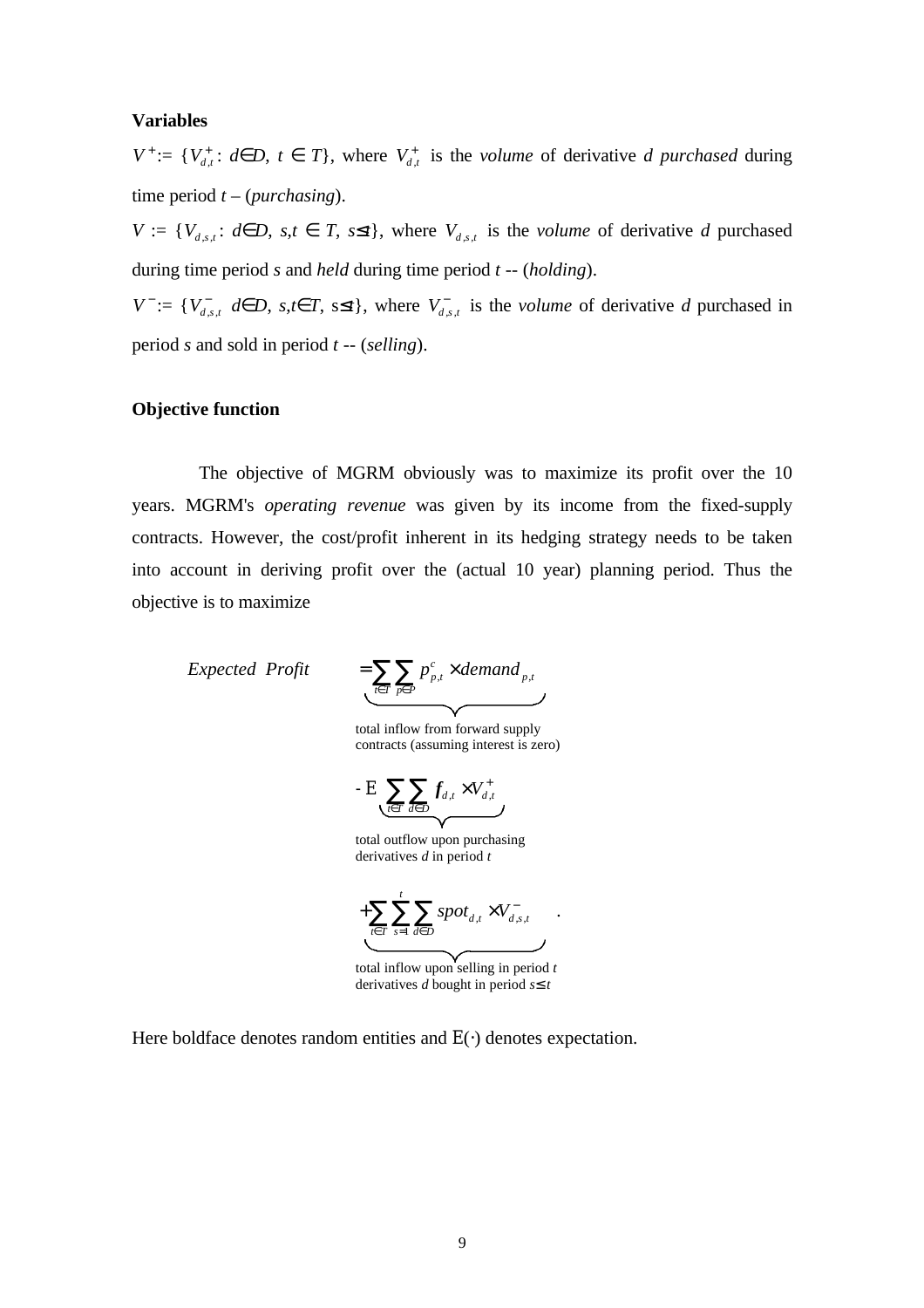**Variables**

$V^+ := \{V^+_{d,t}: d \in D,\ t \in T\}$, where $V^+_{d,t}$ is the *volume* of derivative *d purchased* during time period *t* – (*purchasing*).

$V := \{V_{d,s,t}: d \in D,\ s,t \in T,\ s \leq t\}$, where $V_{d,s,t}$ is the *volume* of derivative *d* purchased during time period *s* and *held* during time period *t* -- (*holding*).

$V^- := \{V^-_{d,s,t}\ d \in D,\ s,t \in T,\ s \leq t\}$, where $V^-_{d,s,t}$ is the *volume* of derivative *d* purchased in period *s* and sold in period *t* -- (*selling*).

**Objective function**

The objective of MGRM obviously was to maximize its profit over the 10 years. MGRM's *operating revenue* was given by its income from the fixed-supply contracts. However, the cost/profit inherent in its hedging strategy needs to be taken into account in deriving profit over the (actual 10 year) planning period. Thus the objective is to maximize

$$
\textit{Expected Profit} = \underbrace{\sum_{t \in T} \sum_{p \in P} p^c_{p,t} \times demand_{p,t}}_{\substack{\text{total inflow from forward supply} \\ \text{contracts (assuming interest is zero)}}}
$$

$$
- \mathrm{E} \underbrace{\sum_{t \in T} \sum_{d \in D} \boldsymbol{f}_{d,t} \times V^+_{d,t}}_{\substack{\text{total outflow upon purchasing} \\ \text{derivatives } d \text{ in period } t}}
$$

$$
+ \underbrace{\sum_{t \in T} \sum_{s=1}^{t} \sum_{d \in D} spot_{d,t} \times V^-_{d,s,t}}_{\substack{\text{total inflow upon selling in period } t \\ \text{derivatives } d \text{ bought in period } s \leq t}} \quad .
$$

Here boldface denotes random entities and $\mathrm{E}(\cdot)$ denotes expectation.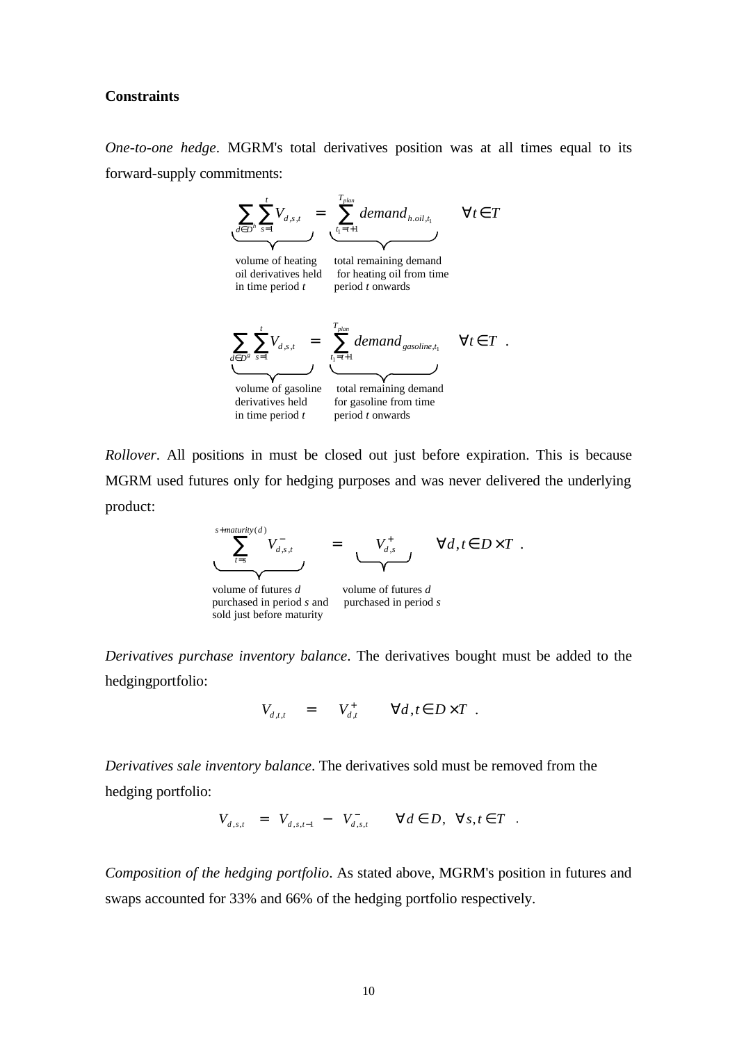**Constraints**

*One-to-one hedge*. MGRM's total derivatives position was at all times equal to its forward-supply commitments:

$$\underbrace{\sum_{d \in D^h} \sum_{s=1}^{t} V_{d,s,t}}_{\substack{\text{volume of heating} \\ \text{oil derivatives held} \\ \text{in time period } t}} = \underbrace{\sum_{t_1=t+1}^{T_{plan}} demand_{h.oil,t_1}}_{\substack{\text{total remaining demand} \\ \text{for heating oil from time} \\ \text{period } t \text{ onwards}}} \qquad \forall t \in T$$

$$\underbrace{\sum_{d \in D^g} \sum_{s=1}^{t} V_{d,s,t}}_{\substack{\text{volume of gasoline} \\ \text{derivatives held} \\ \text{in time period } t}} = \underbrace{\sum_{t_1=t+1}^{T_{plan}} demand_{gasoline,t_1}}_{\substack{\text{total remaining demand} \\ \text{for gasoline from time} \\ \text{period } t \text{ onwards}}} \qquad \forall t \in T \ .$$

*Rollover*. All positions in must be closed out just before expiration. This is because MGRM used futures only for hedging purposes and was never delivered the underlying product:

$$\underbrace{\sum_{t=s}^{s+maturity(d)} V^{-}_{d,s,t}}_{\substack{\text{volume of futures } d \\ \text{purchased in period } s \text{ and} \\ \text{sold just before maturity}}} = \underbrace{V^{+}_{d,s}}_{\substack{\text{volume of futures } d \\ \text{purchased in period } s}} \qquad \forall d,t \in D \times T \ .$$

*Derivatives purchase inventory balance*. The derivatives bought must be added to the hedgingportfolio:

$$V_{d,t,t} = V^{+}_{d,t} \qquad \forall d,t \in D \times T \ .$$

*Derivatives sale inventory balance*. The derivatives sold must be removed from the hedging portfolio:

$$V_{d,s,t} = V_{d,s,t-1} - V^{-}_{d,s,t} \qquad \forall d \in D, \ \forall s,t \in T \ .$$

*Composition of the hedging portfolio*. As stated above, MGRM's position in futures and swaps accounted for 33% and 66% of the hedging portfolio respectively.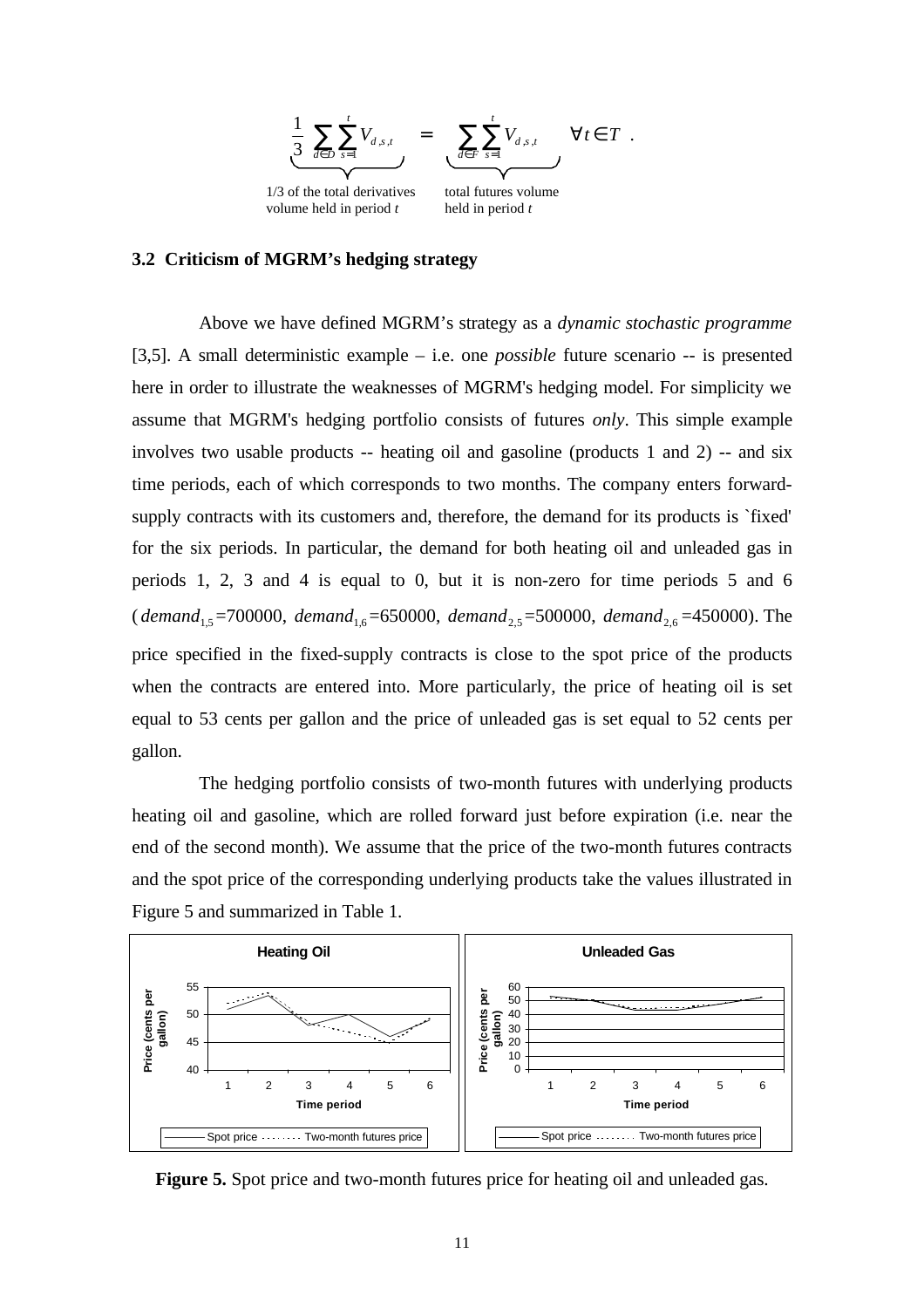$$\underbrace{\frac{1}{3}\sum_{d\in D}\sum_{s=1}^{t} V_{d,s,t}}_{\text{1/3 of the total derivatives volume held in period } t} = \underbrace{\sum_{d\in F}\sum_{s=1}^{t} V_{d,s,t}}_{\text{total futures volume held in period } t} \quad \forall t \in T \ .$$

### 3.2 Criticism of MGRM's hedging strategy

Above we have defined MGRM's strategy as a *dynamic stochastic programme* [3,5]. A small deterministic example – i.e. one *possible* future scenario -- is presented here in order to illustrate the weaknesses of MGRM's hedging model. For simplicity we assume that MGRM's hedging portfolio consists of futures *only*. This simple example involves two usable products -- heating oil and gasoline (products 1 and 2) -- and six time periods, each of which corresponds to two months. The company enters forward-supply contracts with its customers and, therefore, the demand for its products is `fixed' for the six periods. In particular, the demand for both heating oil and unleaded gas in periods 1, 2, 3 and 4 is equal to 0, but it is non-zero for time periods 5 and 6 ($demand_{1,5}$=700000, $demand_{1,6}$=650000, $demand_{2,5}$=500000, $demand_{2,6}$=450000). The price specified in the fixed-supply contracts is close to the spot price of the products when the contracts are entered into. More particularly, the price of heating oil is set equal to 53 cents per gallon and the price of unleaded gas is set equal to 52 cents per gallon.

The hedging portfolio consists of two-month futures with underlying products heating oil and gasoline, which are rolled forward just before expiration (i.e. near the end of the second month). We assume that the price of the two-month futures contracts and the spot price of the corresponding underlying products take the values illustrated in Figure 5 and summarized in Table 1.

**Figure 5.** Spot price and two-month futures price for heating oil and unleaded gas.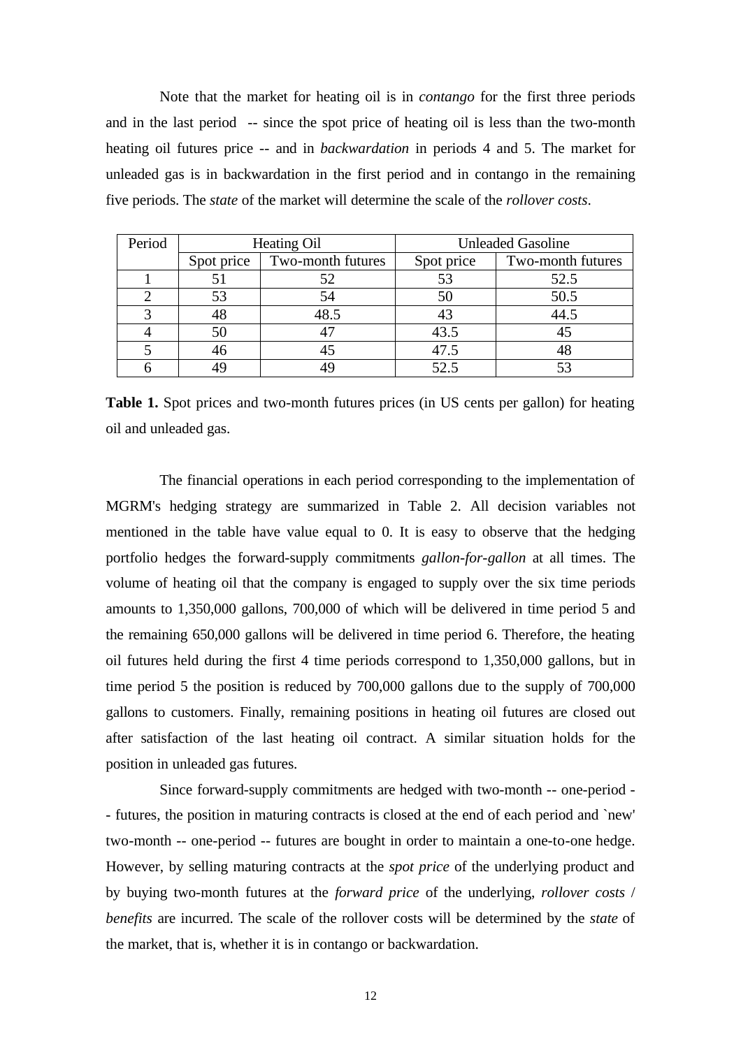Note that the market for heating oil is in *contango* for the first three periods and in the last period -- since the spot price of heating oil is less than the two-month heating oil futures price -- and in *backwardation* in periods 4 and 5. The market for unleaded gas is in backwardation in the first period and in contango in the remaining five periods. The *state* of the market will determine the scale of the *rollover costs*.

| Period | Heating Oil | | Unleaded Gasoline | |
|---|---|---|---|---|
| | Spot price | Two-month futures | Spot price | Two-month futures |
| 1 | 51 | 52 | 53 | 52.5 |
| 2 | 53 | 54 | 50 | 50.5 |
| 3 | 48 | 48.5 | 43 | 44.5 |
| 4 | 50 | 47 | 43.5 | 45 |
| 5 | 46 | 45 | 47.5 | 48 |
| 6 | 49 | 49 | 52.5 | 53 |

**Table 1.** Spot prices and two-month futures prices (in US cents per gallon) for heating oil and unleaded gas.

The financial operations in each period corresponding to the implementation of MGRM's hedging strategy are summarized in Table 2. All decision variables not mentioned in the table have value equal to 0. It is easy to observe that the hedging portfolio hedges the forward-supply commitments *gallon-for-gallon* at all times. The volume of heating oil that the company is engaged to supply over the six time periods amounts to 1,350,000 gallons, 700,000 of which will be delivered in time period 5 and the remaining 650,000 gallons will be delivered in time period 6. Therefore, the heating oil futures held during the first 4 time periods correspond to 1,350,000 gallons, but in time period 5 the position is reduced by 700,000 gallons due to the supply of 700,000 gallons to customers. Finally, remaining positions in heating oil futures are closed out after satisfaction of the last heating oil contract. A similar situation holds for the position in unleaded gas futures.

Since forward-supply commitments are hedged with two-month -- one-period -- futures, the position in maturing contracts is closed at the end of each period and `new' two-month -- one-period -- futures are bought in order to maintain a one-to-one hedge. However, by selling maturing contracts at the *spot price* of the underlying product and by buying two-month futures at the *forward price* of the underlying, *rollover costs* / *benefits* are incurred. The scale of the rollover costs will be determined by the *state* of the market, that is, whether it is in contango or backwardation.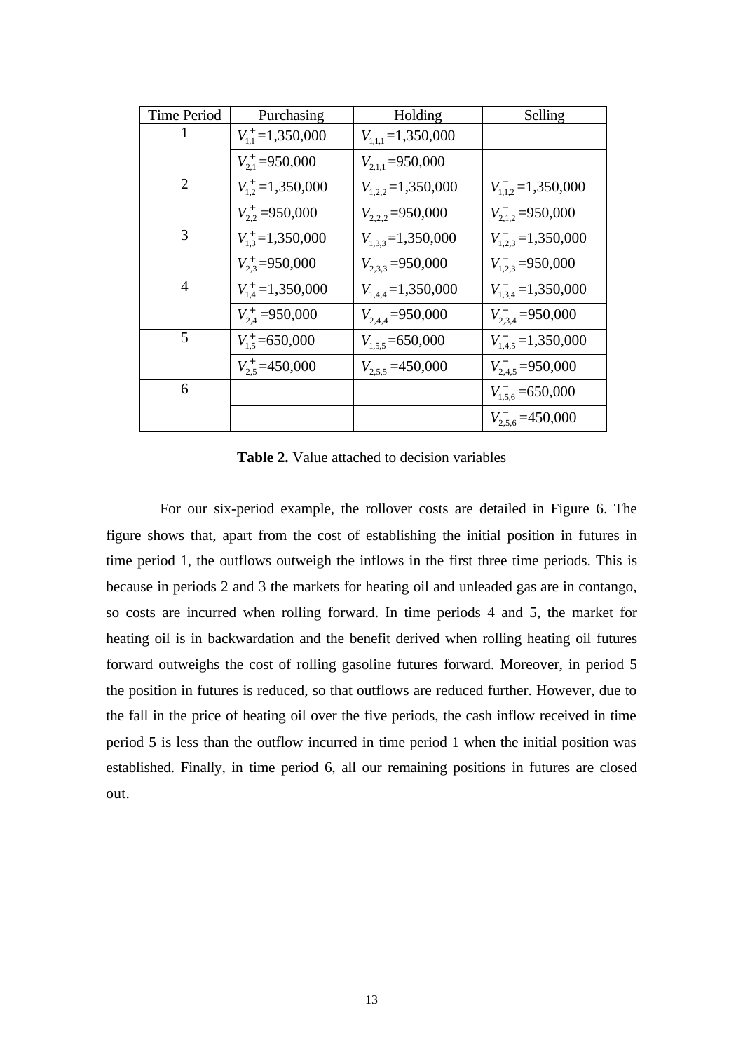| Time Period | Purchasing | Holding | Selling |
| --- | --- | --- | --- |
| 1 | $V_{1,1}^{+}$=1,350,000 | $V_{1,1,1}$=1,350,000 | |
| | $V_{2,1}^{+}$=950,000 | $V_{2,1,1}$=950,000 | |
| 2 | $V_{1,2}^{+}$=1,350,000 | $V_{1,2,2}$=1,350,000 | $V_{1,1,2}^{-}$=1,350,000 |
| | $V_{2,2}^{+}$=950,000 | $V_{2,2,2}$=950,000 | $V_{2,1,2}^{-}$=950,000 |
| 3 | $V_{1,3}^{+}$=1,350,000 | $V_{1,3,3}$=1,350,000 | $V_{1,2,3}^{-}$=1,350,000 |
| | $V_{2,3}^{+}$=950,000 | $V_{2,3,3}$=950,000 | $V_{1,2,3}^{-}$=950,000 |
| 4 | $V_{1,4}^{+}$=1,350,000 | $V_{1,4,4}$=1,350,000 | $V_{1,3,4}^{-}$=1,350,000 |
| | $V_{2,4}^{+}$=950,000 | $V_{2,4,4}$=950,000 | $V_{2,3,4}^{-}$=950,000 |
| 5 | $V_{1,5}^{+}$=650,000 | $V_{1,5,5}$=650,000 | $V_{1,4,5}^{-}$=1,350,000 |
| | $V_{2,5}^{+}$=450,000 | $V_{2,5,5}$=450,000 | $V_{2,4,5}^{-}$=950,000 |
| 6 | | | $V_{1,5,6}^{-}$=650,000 |
| | | | $V_{2,5,6}^{-}$=450,000 |

**Table 2.** Value attached to decision variables

For our six-period example, the rollover costs are detailed in Figure 6. The figure shows that, apart from the cost of establishing the initial position in futures in time period 1, the outflows outweigh the inflows in the first three time periods. This is because in periods 2 and 3 the markets for heating oil and unleaded gas are in contango, so costs are incurred when rolling forward. In time periods 4 and 5, the market for heating oil is in backwardation and the benefit derived when rolling heating oil futures forward outweighs the cost of rolling gasoline futures forward. Moreover, in period 5 the position in futures is reduced, so that outflows are reduced further. However, due to the fall in the price of heating oil over the five periods, the cash inflow received in time period 5 is less than the outflow incurred in time period 1 when the initial position was established. Finally, in time period 6, all our remaining positions in futures are closed out.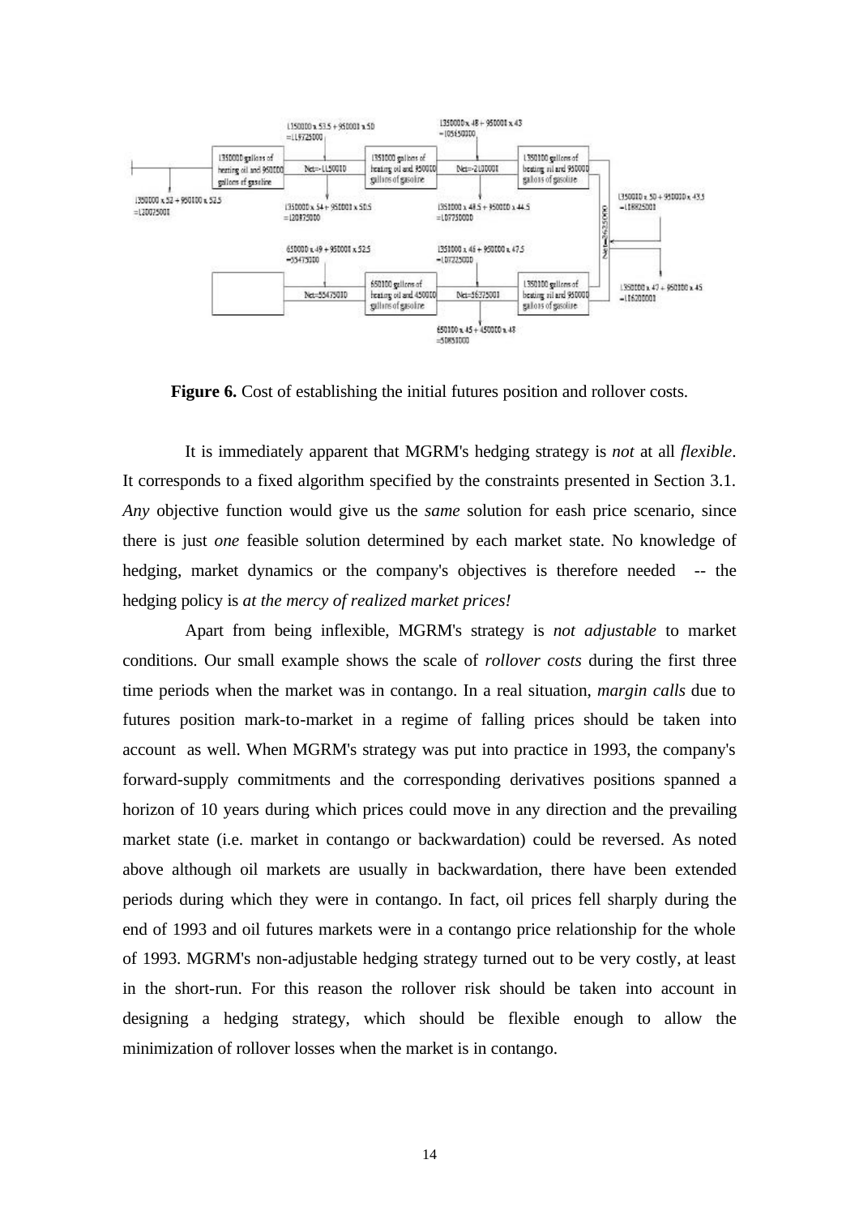**Figure 6.** Cost of establishing the initial futures position and rollover costs.

It is immediately apparent that MGRM's hedging strategy is *not* at all *flexible*. It corresponds to a fixed algorithm specified by the constraints presented in Section 3.1. *Any* objective function would give us the *same* solution for eash price scenario, since there is just *one* feasible solution determined by each market state. No knowledge of hedging, market dynamics or the company's objectives is therefore needed -- the hedging policy is *at the mercy of realized market prices!*

Apart from being inflexible, MGRM's strategy is *not adjustable* to market conditions. Our small example shows the scale of *rollover costs* during the first three time periods when the market was in contango. In a real situation, *margin calls* due to futures position mark-to-market in a regime of falling prices should be taken into account as well. When MGRM's strategy was put into practice in 1993, the company's forward-supply commitments and the corresponding derivatives positions spanned a horizon of 10 years during which prices could move in any direction and the prevailing market state (i.e. market in contango or backwardation) could be reversed. As noted above although oil markets are usually in backwardation, there have been extended periods during which they were in contango. In fact, oil prices fell sharply during the end of 1993 and oil futures markets were in a contango price relationship for the whole of 1993. MGRM's non-adjustable hedging strategy turned out to be very costly, at least in the short-run. For this reason the rollover risk should be taken into account in designing a hedging strategy, which should be flexible enough to allow the minimization of rollover losses when the market is in contango.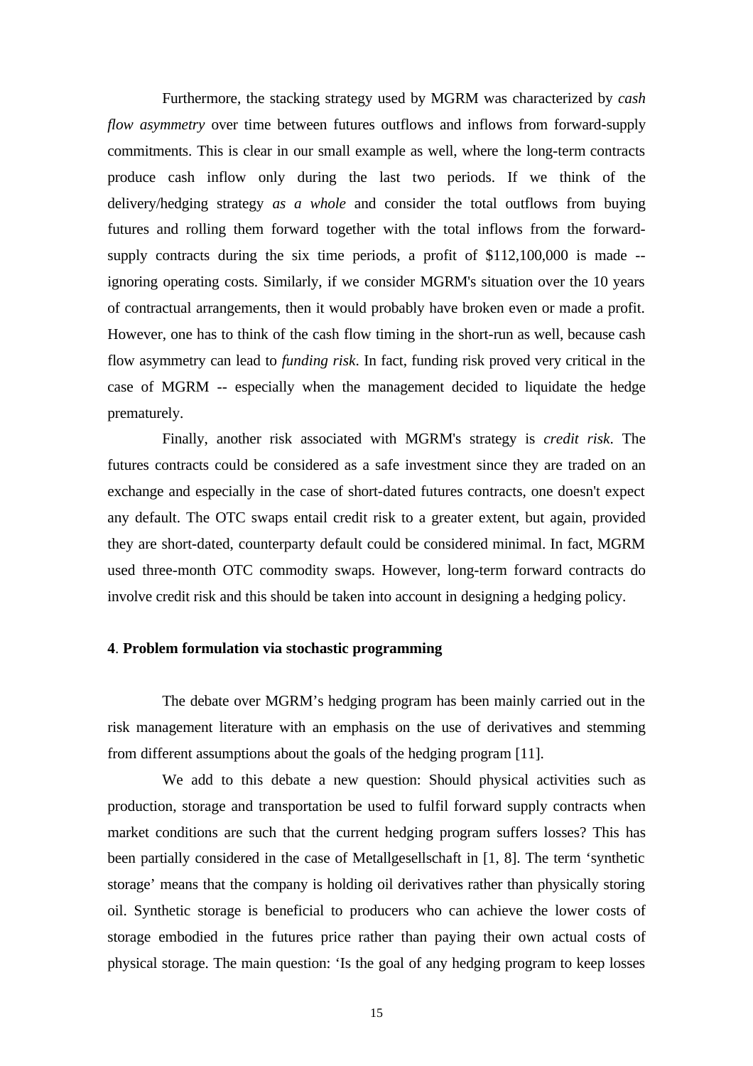Furthermore, the stacking strategy used by MGRM was characterized by *cash flow asymmetry* over time between futures outflows and inflows from forward-supply commitments. This is clear in our small example as well, where the long-term contracts produce cash inflow only during the last two periods. If we think of the delivery/hedging strategy *as a whole* and consider the total outflows from buying futures and rolling them forward together with the total inflows from the forward-supply contracts during the six time periods, a profit of $112,100,000 is made -- ignoring operating costs. Similarly, if we consider MGRM's situation over the 10 years of contractual arrangements, then it would probably have broken even or made a profit. However, one has to think of the cash flow timing in the short-run as well, because cash flow asymmetry can lead to *funding risk*. In fact, funding risk proved very critical in the case of MGRM -- especially when the management decided to liquidate the hedge prematurely.

Finally, another risk associated with MGRM's strategy is *credit risk*. The futures contracts could be considered as a safe investment since they are traded on an exchange and especially in the case of short-dated futures contracts, one doesn't expect any default. The OTC swaps entail credit risk to a greater extent, but again, provided they are short-dated, counterparty default could be considered minimal. In fact, MGRM used three-month OTC commodity swaps. However, long-term forward contracts do involve credit risk and this should be taken into account in designing a hedging policy.

## 4. Problem formulation via stochastic programming

The debate over MGRM's hedging program has been mainly carried out in the risk management literature with an emphasis on the use of derivatives and stemming from different assumptions about the goals of the hedging program [11].

We add to this debate a new question: Should physical activities such as production, storage and transportation be used to fulfil forward supply contracts when market conditions are such that the current hedging program suffers losses? This has been partially considered in the case of Metallgesellschaft in [1, 8]. The term 'synthetic storage' means that the company is holding oil derivatives rather than physically storing oil. Synthetic storage is beneficial to producers who can achieve the lower costs of storage embodied in the futures price rather than paying their own actual costs of physical storage. The main question: 'Is the goal of any hedging program to keep losses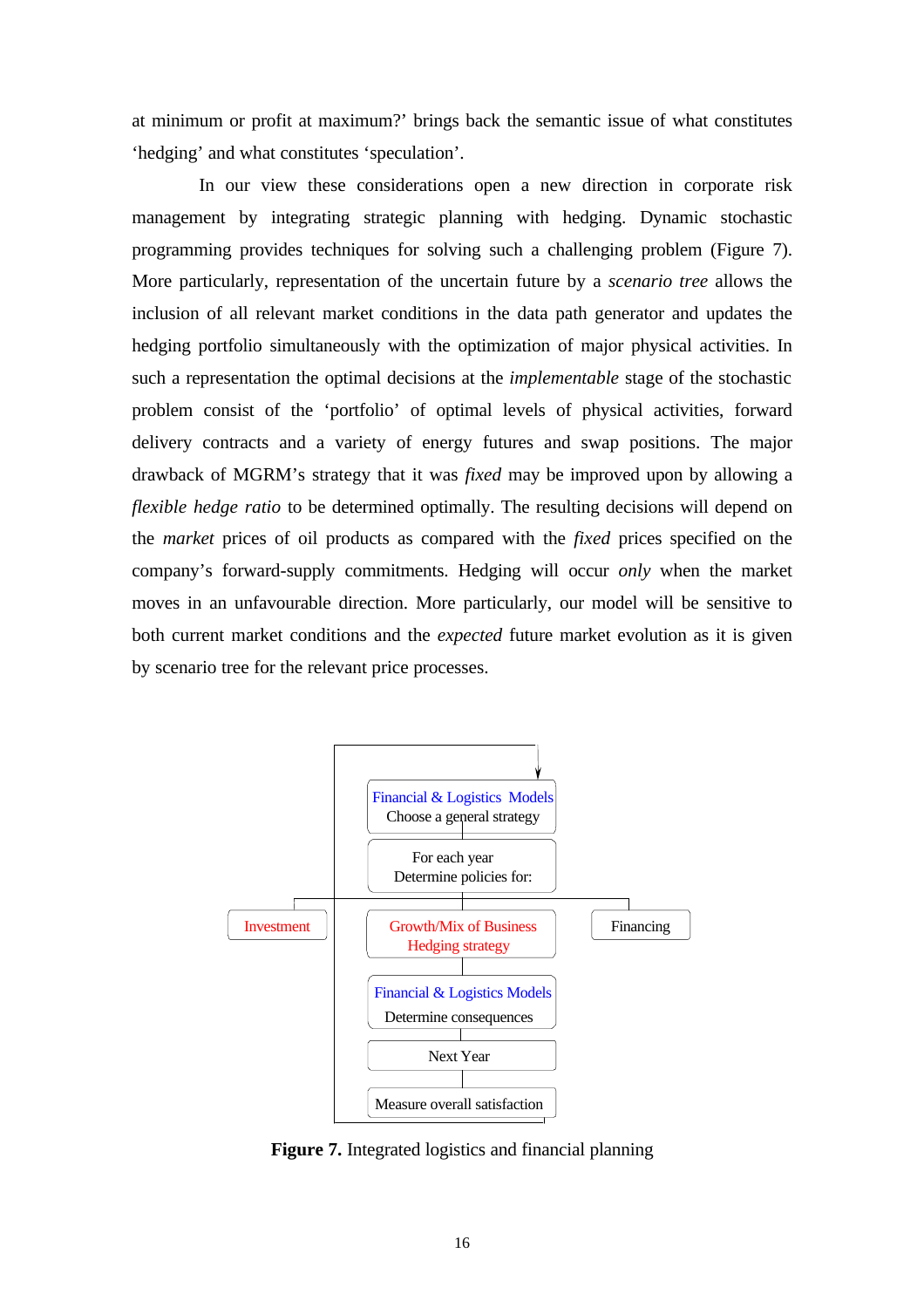at minimum or profit at maximum?' brings back the semantic issue of what constitutes 'hedging' and what constitutes 'speculation'.

In our view these considerations open a new direction in corporate risk management by integrating strategic planning with hedging. Dynamic stochastic programming provides techniques for solving such a challenging problem (Figure 7). More particularly, representation of the uncertain future by a *scenario tree* allows the inclusion of all relevant market conditions in the data path generator and updates the hedging portfolio simultaneously with the optimization of major physical activities. In such a representation the optimal decisions at the *implementable* stage of the stochastic problem consist of the 'portfolio' of optimal levels of physical activities, forward delivery contracts and a variety of energy futures and swap positions. The major drawback of MGRM's strategy that it was *fixed* may be improved upon by allowing a *flexible hedge ratio* to be determined optimally. The resulting decisions will depend on the *market* prices of oil products as compared with the *fixed* prices specified on the company's forward-supply commitments. Hedging will occur *only* when the market moves in an unfavourable direction. More particularly, our model will be sensitive to both current market conditions and the *expected* future market evolution as it is given by scenario tree for the relevant price processes.

Financial & Logistics Models
Choose a general strategy

For each year
Determine policies for:

Investment | Growth/Mix of Business, Hedging strategy | Financing

Financial & Logistics Models
Determine consequences

Next Year

Measure overall satisfaction

**Figure 7.** Integrated logistics and financial planning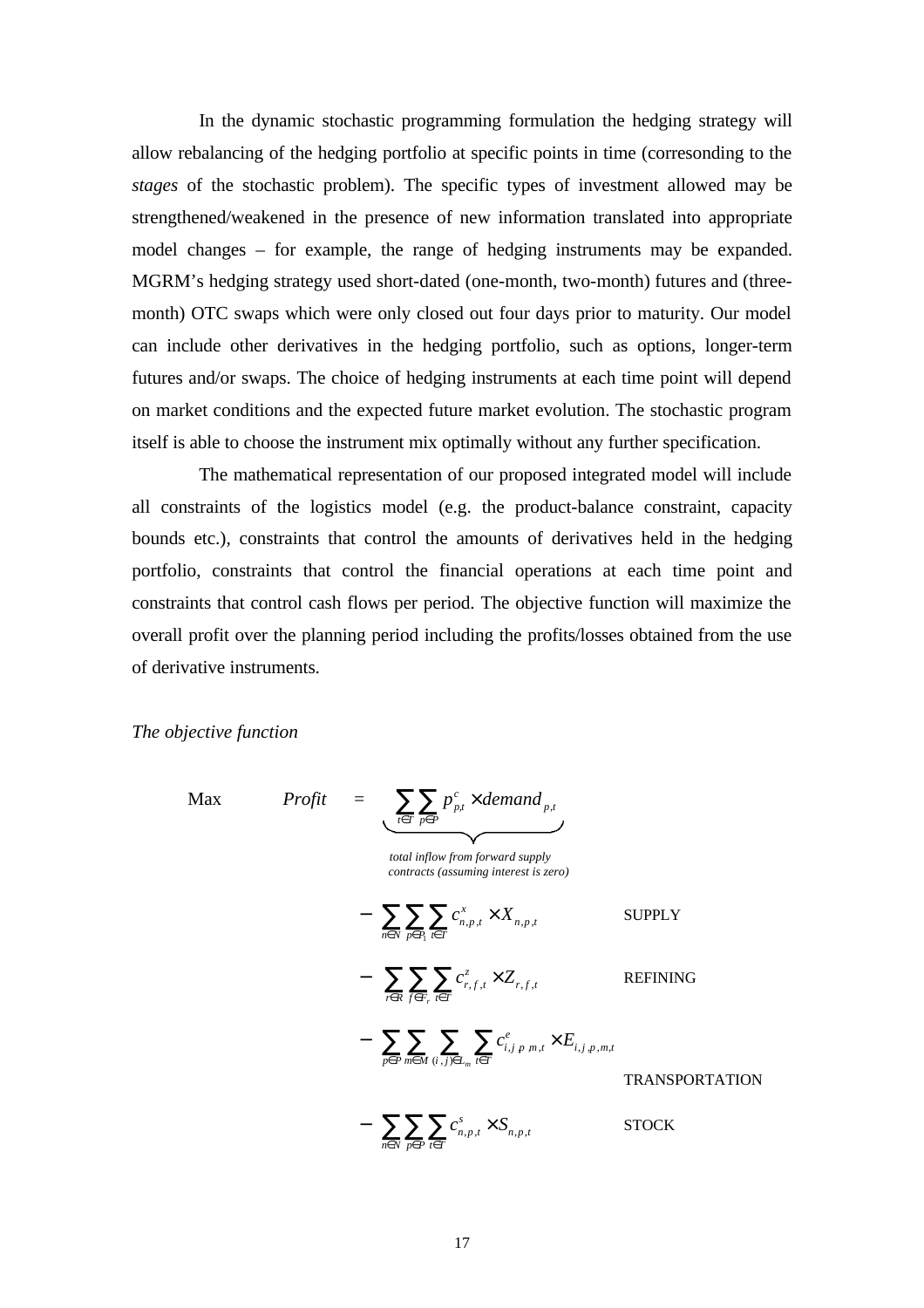In the dynamic stochastic programming formulation the hedging strategy will allow rebalancing of the hedging portfolio at specific points in time (corresonding to the *stages* of the stochastic problem). The specific types of investment allowed may be strengthened/weakened in the presence of new information translated into appropriate model changes – for example, the range of hedging instruments may be expanded. MGRM's hedging strategy used short-dated (one-month, two-month) futures and (three-month) OTC swaps which were only closed out four days prior to maturity. Our model can include other derivatives in the hedging portfolio, such as options, longer-term futures and/or swaps. The choice of hedging instruments at each time point will depend on market conditions and the expected future market evolution. The stochastic program itself is able to choose the instrument mix optimally without any further specification.

The mathematical representation of our proposed integrated model will include all constraints of the logistics model (e.g. the product-balance constraint, capacity bounds etc.), constraints that control the amounts of derivatives held in the hedging portfolio, constraints that control the financial operations at each time point and constraints that control cash flows per period. The objective function will maximize the overall profit over the planning period including the profits/losses obtained from the use of derivative instruments.

*The objective function*

$$
\begin{aligned}
\text{Max} \quad Profit = \; & \underbrace{\sum_{t \in T} \sum_{p \in P} p^{c}_{p,t} \times demand_{p,t}}_{\substack{\textit{total inflow from forward supply} \\ \textit{contracts (assuming interest is zero)}}} \\
& - \sum_{n \in N} \sum_{p \in P_1} \sum_{t \in T} c^{x}_{n,p,t} \times X_{n,p,t} \qquad \text{SUPPLY} \\
& - \sum_{r \in R} \sum_{f \in F_r} \sum_{t \in T} c^{z}_{r,f,t} \times Z_{r,f,t} \qquad \text{REFINING} \\
& - \sum_{p \in P} \sum_{m \in M} \sum_{(i,j) \in L_m} \sum_{t \in T} c^{e}_{i,j,p,m,t} \times E_{i,j,p,m,t} \qquad \text{TRANSPORTATION} \\
& - \sum_{n \in N} \sum_{p \in P} \sum_{t \in T} c^{s}_{n,p,t} \times S_{n,p,t} \qquad \text{STOCK}
\end{aligned}
$$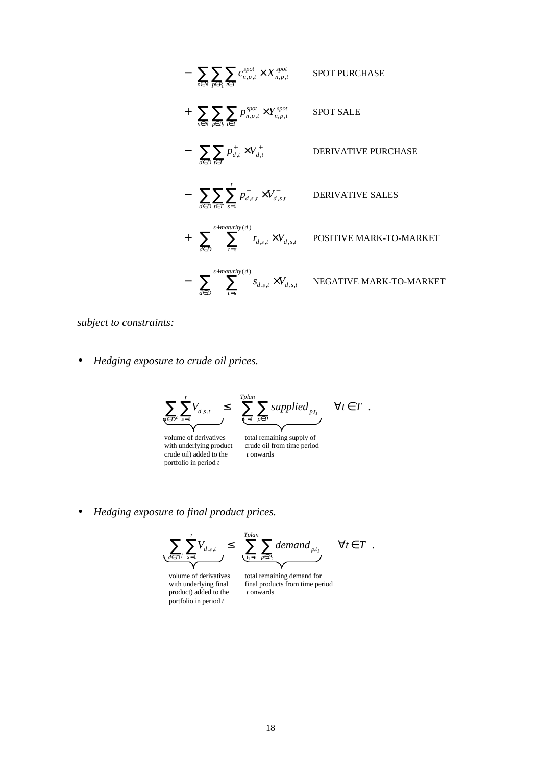$$
\begin{aligned}
& - \sum_{n \in N} \sum_{p \in P_1} \sum_{t \in T} c^{spot}_{n,p,t} \times X^{spot}_{n,p,t} && \text{SPOT PURCHASE} \\
& + \sum_{n \in N} \sum_{p \in P_2} \sum_{t \in T} p^{spot}_{n,p,t} \times Y^{spot}_{n,p,t} && \text{SPOT SALE} \\
& - \sum_{d \in D} \sum_{t \in T} p^{+}_{d,t} \times V^{+}_{d,t} && \text{DERIVATIVE PURCHASE} \\
& - \sum_{d \in D} \sum_{t \in T} \sum_{s=1}^{t} p^{-}_{d,s,t} \times V^{-}_{d,s,t} && \text{DERIVATIVE SALES} \\
& + \sum_{d \in D} \sum_{t=s}^{s+maturity(d)} r_{d,s,t} \times V_{d,s,t} && \text{POSITIVE MARK-TO-MARKET} \\
& - \sum_{d \in D} \sum_{t=s}^{s+maturity(d)} s_{d,s,t} \times V_{d,s,t} && \text{NEGATIVE MARK-TO-MARKET}
\end{aligned}
$$

*subject to constraints:*

- *Hedging exposure to crude oil prices.*

$$
\underbrace{\sum_{d \in D^c} \sum_{s=1}^{t} V_{d,s,t}}_{\substack{\text{volume of derivatives} \\ \text{with underlying product} \\ \text{crude oil) added to the} \\ \text{portfolio in period } t}} \leq \underbrace{\sum_{t_1=t}^{Tplan} \sum_{p \in P_1} supplied_{p,t_1}}_{\substack{\text{total remaining supply of} \\ \text{crude oil from time period} \\ t \text{ onwards}}} \quad \forall t \in T \ .
$$

- *Hedging exposure to final product prices.*

$$
\underbrace{\sum_{d \in D^f} \sum_{s=1}^{t} V_{d,s,t}}_{\substack{\text{volume of derivatives} \\ \text{with underlying final} \\ \text{product) added to the} \\ \text{portfolio in period } t}} \leq \underbrace{\sum_{t_1=t}^{Tplan} \sum_{p \in P_2} demand_{p,t_1}}_{\substack{\text{total remaining demand for} \\ \text{final products from time period} \\ t \text{ onwards}}} \quad \forall t \in T \ .
$$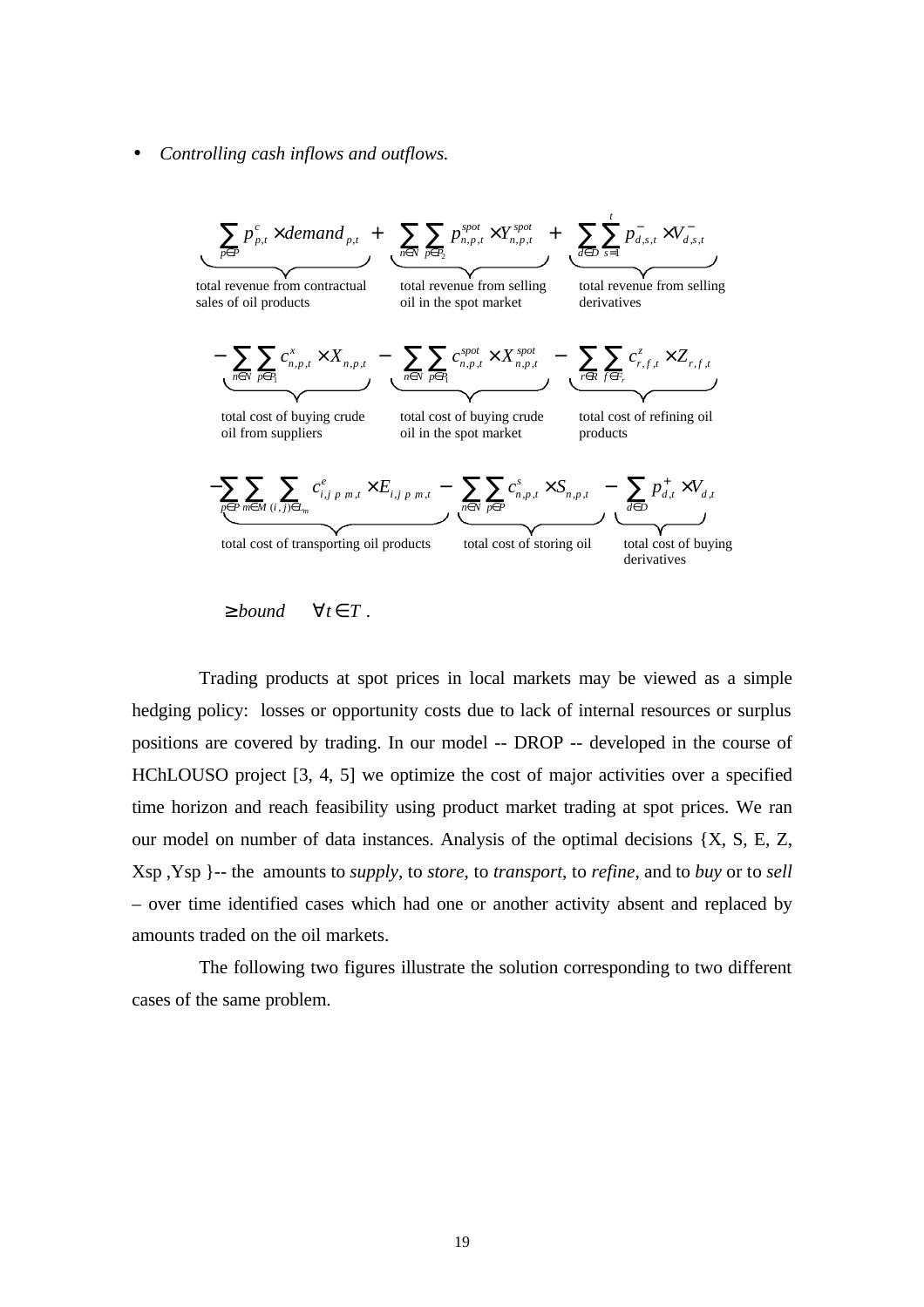- *Controlling cash inflows and outflows.*

$$
\underbrace{\sum_{p\in P} p^{c}_{p,t} \times demand_{p,t}}_{\text{total revenue from contractual sales of oil products}} + \underbrace{\sum_{n\in N}\sum_{p\in P_2} p^{spot}_{n,p,t} \times Y^{spot}_{n,p,t}}_{\text{total revenue from selling oil in the spot market}} + \underbrace{\sum_{d\in D}\sum_{s=1}^{t} p^{-}_{d,s,t} \times V^{-}_{d,s,t}}_{\text{total revenue from selling derivatives}}
$$

$$
- \underbrace{\sum_{n\in N}\sum_{p\in P_1} c^{x}_{n,p,t} \times X_{n,p,t}}_{\text{total cost of buying crude oil from suppliers}} - \underbrace{\sum_{n\in N}\sum_{p\in P_1} c^{spot}_{n,p,t} \times X^{spot}_{n,p,t}}_{\text{total cost of buying crude oil in the spot market}} - \underbrace{\sum_{r\in R}\sum_{f\in F_r} c^{z}_{r,f,t} \times Z_{r,f,t}}_{\text{total cost of refining oil products}}
$$

$$
- \underbrace{\sum_{p\in P}\sum_{m\in M}\sum_{(i,j)\in L_m} c^{e}_{i,j,p,m,t} \times E_{i,j,p,m,t}}_{\text{total cost of transporting oil products}} - \underbrace{\sum_{n\in N}\sum_{p\in P} c^{s}_{n,p,t} \times S_{n,p,t}}_{\text{total cost of storing oil}} - \underbrace{\sum_{d\in D} p^{+}_{d,t} \times V_{d,t}}_{\text{total cost of buying derivatives}}
$$

$$
\geq bound \qquad \forall t \in T .
$$

Trading products at spot prices in local markets may be viewed as a simple hedging policy: losses or opportunity costs due to lack of internal resources or surplus positions are covered by trading. In our model -- DROP -- developed in the course of HChLOUSO project [3, 4, 5] we optimize the cost of major activities over a specified time horizon and reach feasibility using product market trading at spot prices. We ran our model on number of data instances. Analysis of the optimal decisions {X, S, E, Z, Xsp ,Ysp }-- the amounts to *supply*, to *store*, to *transport*, to *refine*, and to *buy* or to *sell* – over time identified cases which had one or another activity absent and replaced by amounts traded on the oil markets.

The following two figures illustrate the solution corresponding to two different cases of the same problem.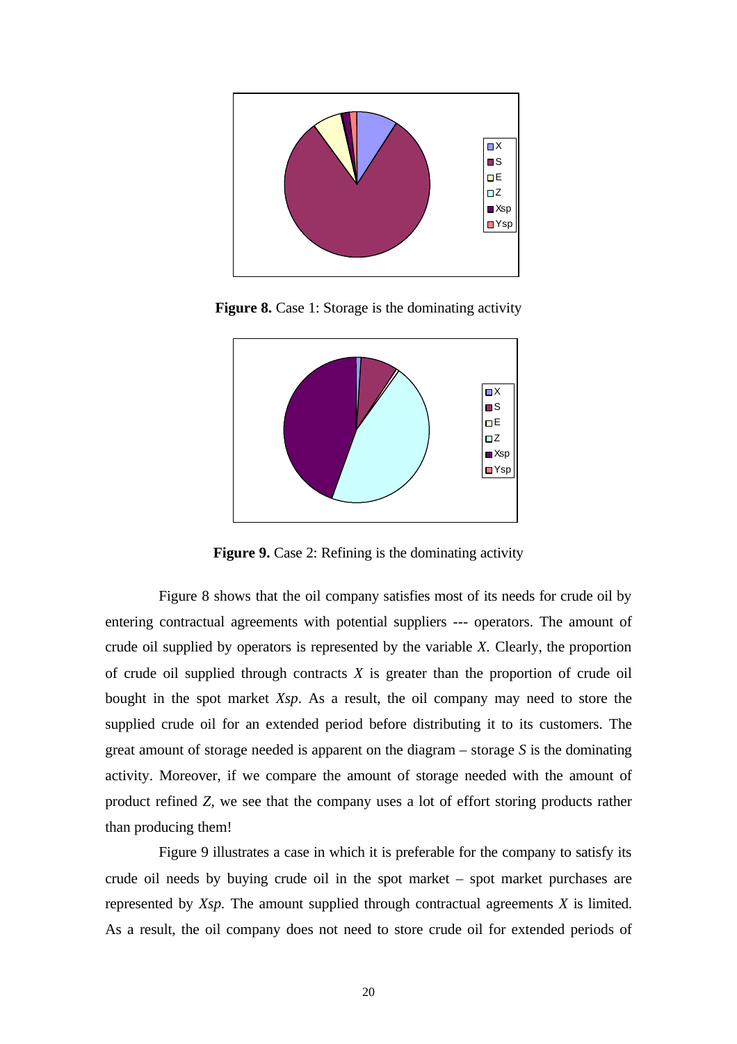**Figure 8.** Case 1: Storage is the dominating activity

**Figure 9.** Case 2: Refining is the dominating activity

Figure 8 shows that the oil company satisfies most of its needs for crude oil by entering contractual agreements with potential suppliers --- operators. The amount of crude oil supplied by operators is represented by the variable $X$. Clearly, the proportion of crude oil supplied through contracts $X$ is greater than the proportion of crude oil bought in the spot market $Xsp$. As a result, the oil company may need to store the supplied crude oil for an extended period before distributing it to its customers. The great amount of storage needed is apparent on the diagram – storage $S$ is the dominating activity. Moreover, if we compare the amount of storage needed with the amount of product refined $Z$, we see that the company uses a lot of effort storing products rather than producing them!

Figure 9 illustrates a case in which it is preferable for the company to satisfy its crude oil needs by buying crude oil in the spot market – spot market purchases are represented by $Xsp$. The amount supplied through contractual agreements $X$ is limited. As a result, the oil company does not need to store crude oil for extended periods of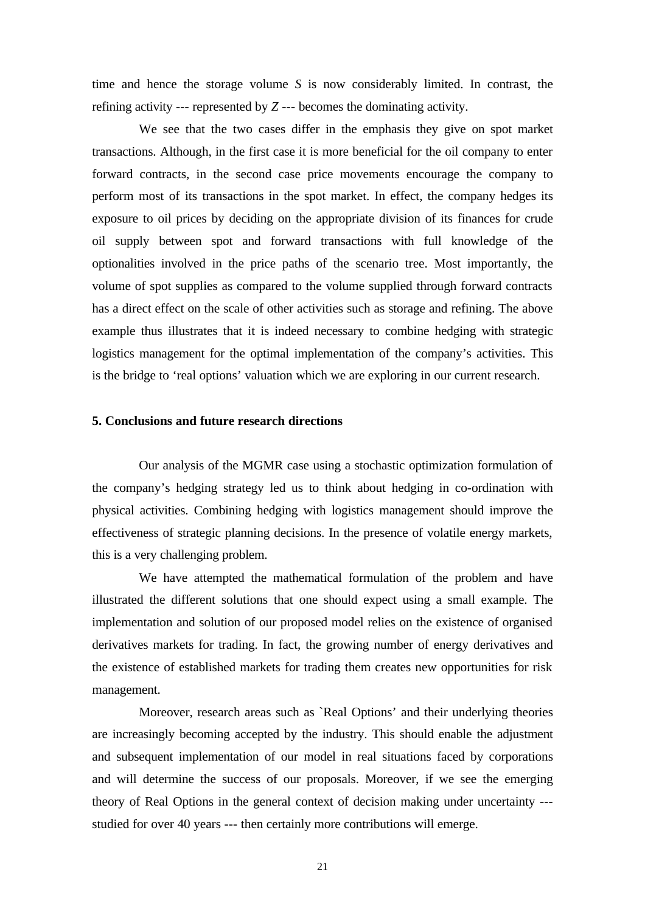time and hence the storage volume $S$ is now considerably limited. In contrast, the refining activity --- represented by $Z$ --- becomes the dominating activity.

We see that the two cases differ in the emphasis they give on spot market transactions. Although, in the first case it is more beneficial for the oil company to enter forward contracts, in the second case price movements encourage the company to perform most of its transactions in the spot market. In effect, the company hedges its exposure to oil prices by deciding on the appropriate division of its finances for crude oil supply between spot and forward transactions with full knowledge of the optionalities involved in the price paths of the scenario tree. Most importantly, the volume of spot supplies as compared to the volume supplied through forward contracts has a direct effect on the scale of other activities such as storage and refining. The above example thus illustrates that it is indeed necessary to combine hedging with strategic logistics management for the optimal implementation of the company's activities. This is the bridge to 'real options' valuation which we are exploring in our current research.

## 5. Conclusions and future research directions

Our analysis of the MGMR case using a stochastic optimization formulation of the company's hedging strategy led us to think about hedging in co-ordination with physical activities. Combining hedging with logistics management should improve the effectiveness of strategic planning decisions. In the presence of volatile energy markets, this is a very challenging problem.

We have attempted the mathematical formulation of the problem and have illustrated the different solutions that one should expect using a small example. The implementation and solution of our proposed model relies on the existence of organised derivatives markets for trading. In fact, the growing number of energy derivatives and the existence of established markets for trading them creates new opportunities for risk management.

Moreover, research areas such as `Real Options' and their underlying theories are increasingly becoming accepted by the industry. This should enable the adjustment and subsequent implementation of our model in real situations faced by corporations and will determine the success of our proposals. Moreover, if we see the emerging theory of Real Options in the general context of decision making under uncertainty --- studied for over 40 years --- then certainly more contributions will emerge.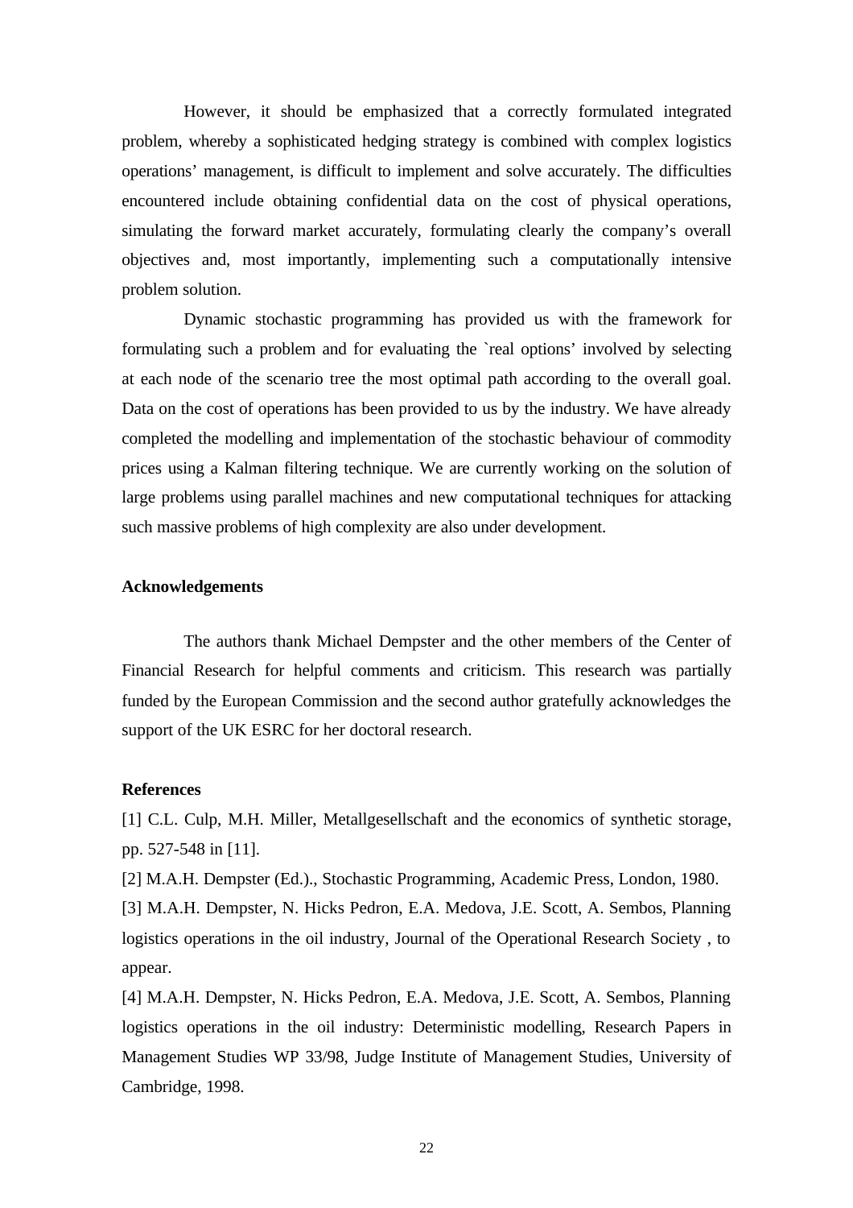However, it should be emphasized that a correctly formulated integrated problem, whereby a sophisticated hedging strategy is combined with complex logistics operations' management, is difficult to implement and solve accurately. The difficulties encountered include obtaining confidential data on the cost of physical operations, simulating the forward market accurately, formulating clearly the company's overall objectives and, most importantly, implementing such a computationally intensive problem solution.

Dynamic stochastic programming has provided us with the framework for formulating such a problem and for evaluating the `real options' involved by selecting at each node of the scenario tree the most optimal path according to the overall goal. Data on the cost of operations has been provided to us by the industry. We have already completed the modelling and implementation of the stochastic behaviour of commodity prices using a Kalman filtering technique. We are currently working on the solution of large problems using parallel machines and new computational techniques for attacking such massive problems of high complexity are also under development.

## Acknowledgements

The authors thank Michael Dempster and the other members of the Center of Financial Research for helpful comments and criticism. This research was partially funded by the European Commission and the second author gratefully acknowledges the support of the UK ESRC for her doctoral research.

## References

[1] C.L. Culp, M.H. Miller, Metallgesellschaft and the economics of synthetic storage, pp. 527-548 in [11].

[2] M.A.H. Dempster (Ed.)., Stochastic Programming, Academic Press, London, 1980.

[3] M.A.H. Dempster, N. Hicks Pedron, E.A. Medova, J.E. Scott, A. Sembos, Planning logistics operations in the oil industry, Journal of the Operational Research Society , to appear.

[4] M.A.H. Dempster, N. Hicks Pedron, E.A. Medova, J.E. Scott, A. Sembos, Planning logistics operations in the oil industry: Deterministic modelling, Research Papers in Management Studies WP 33/98, Judge Institute of Management Studies, University of Cambridge, 1998.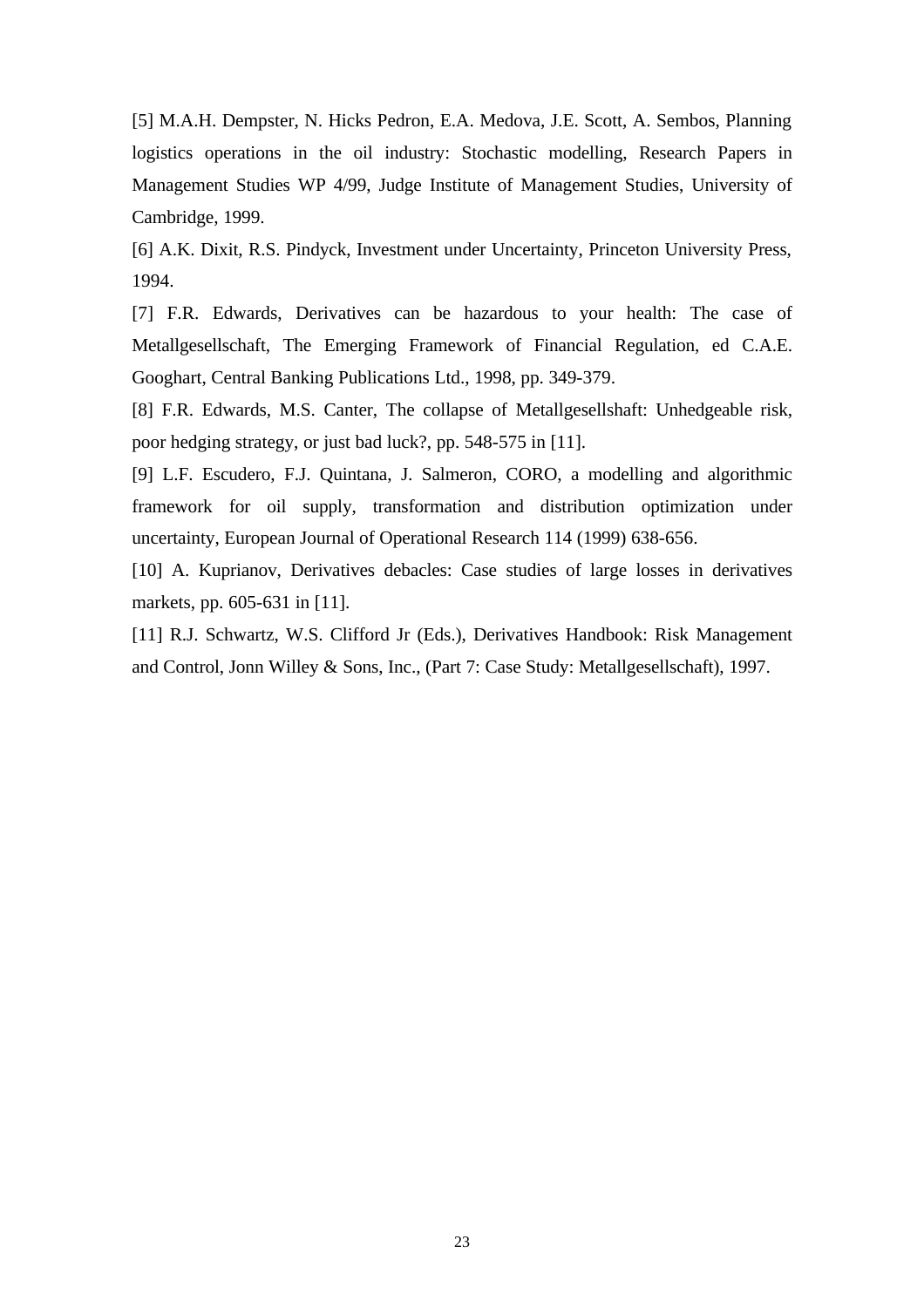[5] M.A.H. Dempster, N. Hicks Pedron, E.A. Medova, J.E. Scott, A. Sembos, Planning logistics operations in the oil industry: Stochastic modelling, Research Papers in Management Studies WP 4/99, Judge Institute of Management Studies, University of Cambridge, 1999.

[6] A.K. Dixit, R.S. Pindyck, Investment under Uncertainty, Princeton University Press, 1994.

[7] F.R. Edwards, Derivatives can be hazardous to your health: The case of Metallgesellschaft, The Emerging Framework of Financial Regulation, ed C.A.E. Googhart, Central Banking Publications Ltd., 1998, pp. 349-379.

[8] F.R. Edwards, M.S. Canter, The collapse of Metallgesellshaft: Unhedgeable risk, poor hedging strategy, or just bad luck?, pp. 548-575 in [11].

[9] L.F. Escudero, F.J. Quintana, J. Salmeron, CORO, a modelling and algorithmic framework for oil supply, transformation and distribution optimization under uncertainty, European Journal of Operational Research 114 (1999) 638-656.

[10] A. Kuprianov, Derivatives debacles: Case studies of large losses in derivatives markets, pp. 605-631 in [11].

[11] R.J. Schwartz, W.S. Clifford Jr (Eds.), Derivatives Handbook: Risk Management and Control, Jonn Willey & Sons, Inc., (Part 7: Case Study: Metallgesellschaft), 1997.